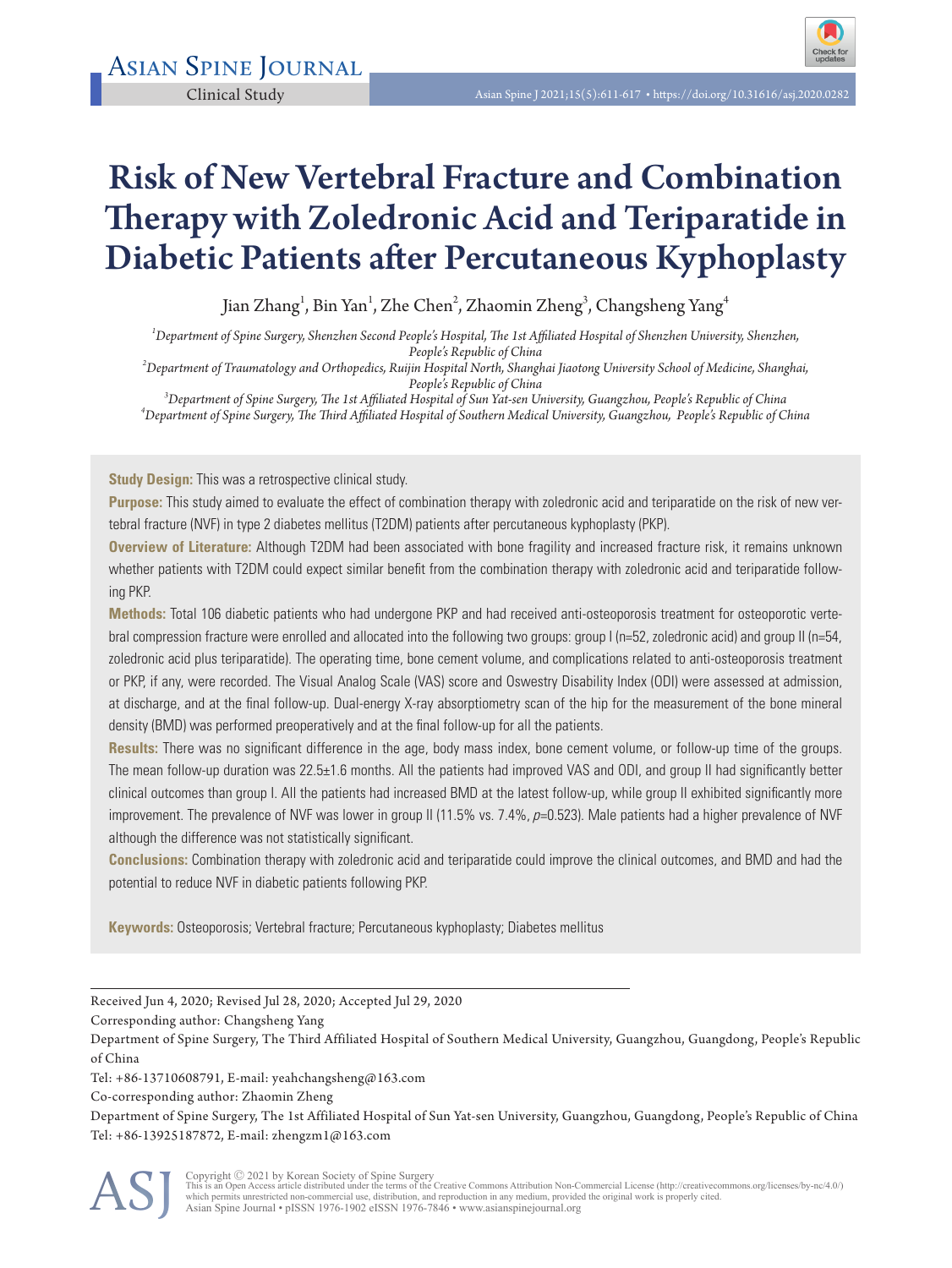Clinical Study

# Risk of New Vertebral Fracture and Combination Therapy with Zoledronic Acid and Teriparatide in Diabetic Patients after Percutaneous Kyphoplasty

Jian Zhang[1], Bin Yan[1], Zhe Chen[2], Zhaomin Zheng[3], Changsheng Yang[4]

*[1]Department of Spine Surgery, Shenzhen Second People's Hospital, The 1st Affiliated Hospital of Shenzhen University, Shenzhen, People's Republic of China*
*[2]Department of Traumatology and Orthopedics, Ruijin Hospital North, Shanghai Jiaotong University School of Medicine, Shanghai, People's Republic of China*
*[3]Department of Spine Surgery, The 1st Affiliated Hospital of Sun Yat-sen University, Guangzhou, People's Republic of China*
*[4]Department of Spine Surgery, The Third Affiliated Hospital of Southern Medical University, Guangzhou, People's Republic of China*

**Study Design:** This was a retrospective clinical study.

**Purpose:** This study aimed to evaluate the effect of combination therapy with zoledronic acid and teriparatide on the risk of new vertebral fracture (NVF) in type 2 diabetes mellitus (T2DM) patients after percutaneous kyphoplasty (PKP).

**Overview of Literature:** Although T2DM had been associated with bone fragility and increased fracture risk, it remains unknown whether patients with T2DM could expect similar benefit from the combination therapy with zoledronic acid and teriparatide following PKP.

**Methods:** Total 106 diabetic patients who had undergone PKP and had received anti-osteoporosis treatment for osteoporotic vertebral compression fracture were enrolled and allocated into the following two groups: group I (n=52, zoledronic acid) and group II (n=54, zoledronic acid plus teriparatide). The operating time, bone cement volume, and complications related to anti-osteoporosis treatment or PKP, if any, were recorded. The Visual Analog Scale (VAS) score and Oswestry Disability Index (ODI) were assessed at admission, at discharge, and at the final follow-up. Dual-energy X-ray absorptiometry scan of the hip for the measurement of the bone mineral density (BMD) was performed preoperatively and at the final follow-up for all the patients.

**Results:** There was no significant difference in the age, body mass index, bone cement volume, or follow-up time of the groups. The mean follow-up duration was 22.5±1.6 months. All the patients had improved VAS and ODI, and group II had significantly better clinical outcomes than group I. All the patients had increased BMD at the latest follow-up, while group II exhibited significantly more improvement. The prevalence of NVF was lower in group II (11.5% vs. 7.4%, $p$=0.523). Male patients had a higher prevalence of NVF although the difference was not statistically significant.

**Conclusions:** Combination therapy with zoledronic acid and teriparatide could improve the clinical outcomes, and BMD and had the potential to reduce NVF in diabetic patients following PKP.

**Keywords:** Osteoporosis; Vertebral fracture; Percutaneous kyphoplasty; Diabetes mellitus

---

Received Jun 4, 2020; Revised Jul 28, 2020; Accepted Jul 29, 2020

Corresponding author: Changsheng Yang

Department of Spine Surgery, The Third Affiliated Hospital of Southern Medical University, Guangzhou, Guangdong, People's Republic of China

Tel: +86-13710608791, E-mail: yeahchangsheng@163.com

Co-corresponding author: Zhaomin Zheng

Department of Spine Surgery, The 1st Affiliated Hospital of Sun Yat-sen University, Guangzhou, Guangdong, People's Republic of China

Tel: +86-13925187872, E-mail: zhengzm1@163.com

Copyright © 2021 by Korean Society of Spine Surgery
This is an Open Access article distributed under the terms of the Creative Commons Attribution Non-Commercial License (http://creativecommons.org/licenses/by-nc/4.0/) which permits unrestricted non-commercial use, distribution, and reproduction in any medium, provided the original work is properly cited.
Asian Spine Journal • pISSN 1976-1902 eISSN 1976-7846 • www.asianspinejournal.org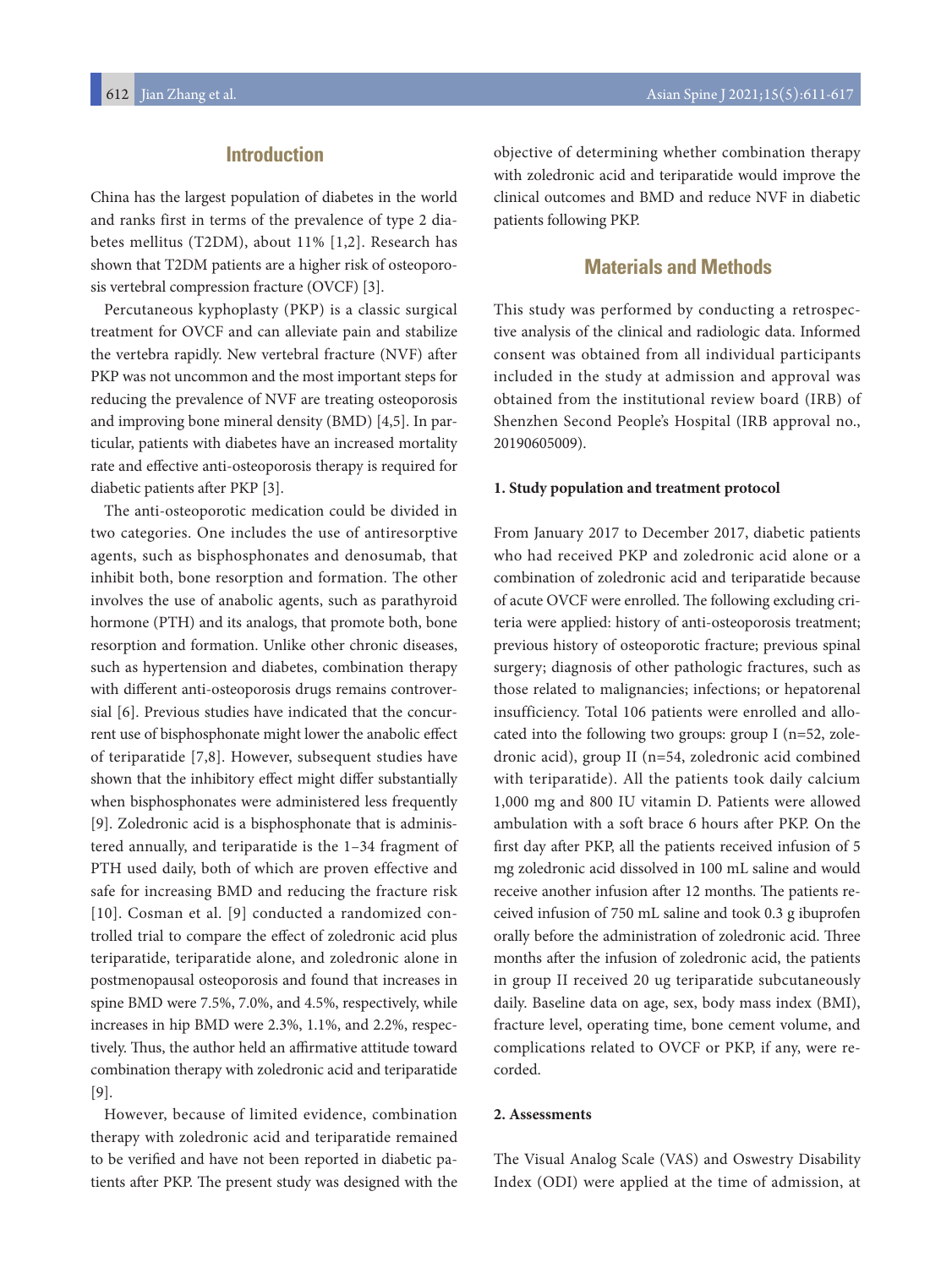## Introduction

China has the largest population of diabetes in the world and ranks first in terms of the prevalence of type 2 diabetes mellitus (T2DM), about 11% [1,2]. Research has shown that T2DM patients are a higher risk of osteoporosis vertebral compression fracture (OVCF) [3].

Percutaneous kyphoplasty (PKP) is a classic surgical treatment for OVCF and can alleviate pain and stabilize the vertebra rapidly. New vertebral fracture (NVF) after PKP was not uncommon and the most important steps for reducing the prevalence of NVF are treating osteoporosis and improving bone mineral density (BMD) [4,5]. In particular, patients with diabetes have an increased mortality rate and effective anti-osteoporosis therapy is required for diabetic patients after PKP [3].

The anti-osteoporotic medication could be divided in two categories. One includes the use of antiresorptive agents, such as bisphosphonates and denosumab, that inhibit both, bone resorption and formation. The other involves the use of anabolic agents, such as parathyroid hormone (PTH) and its analogs, that promote both, bone resorption and formation. Unlike other chronic diseases, such as hypertension and diabetes, combination therapy with different anti-osteoporosis drugs remains controversial [6]. Previous studies have indicated that the concurrent use of bisphosphonate might lower the anabolic effect of teriparatide [7,8]. However, subsequent studies have shown that the inhibitory effect might differ substantially when bisphosphonates were administered less frequently [9]. Zoledronic acid is a bisphosphonate that is administered annually, and teriparatide is the 1–34 fragment of PTH used daily, both of which are proven effective and safe for increasing BMD and reducing the fracture risk [10]. Cosman et al. [9] conducted a randomized controlled trial to compare the effect of zoledronic acid plus teriparatide, teriparatide alone, and zoledronic alone in postmenopausal osteoporosis and found that increases in spine BMD were 7.5%, 7.0%, and 4.5%, respectively, while increases in hip BMD were 2.3%, 1.1%, and 2.2%, respectively. Thus, the author held an affirmative attitude toward combination therapy with zoledronic acid and teriparatide [9].

However, because of limited evidence, combination therapy with zoledronic acid and teriparatide remained to be verified and have not been reported in diabetic patients after PKP. The present study was designed with the objective of determining whether combination therapy with zoledronic acid and teriparatide would improve the clinical outcomes and BMD and reduce NVF in diabetic patients following PKP.

## Materials and Methods

This study was performed by conducting a retrospective analysis of the clinical and radiologic data. Informed consent was obtained from all individual participants included in the study at admission and approval was obtained from the institutional review board (IRB) of Shenzhen Second People's Hospital (IRB approval no., 20190605009).

### 1. Study population and treatment protocol

From January 2017 to December 2017, diabetic patients who had received PKP and zoledronic acid alone or a combination of zoledronic acid and teriparatide because of acute OVCF were enrolled. The following excluding criteria were applied: history of anti-osteoporosis treatment; previous history of osteoporotic fracture; previous spinal surgery; diagnosis of other pathologic fractures, such as those related to malignancies; infections; or hepatorenal insufficiency. Total 106 patients were enrolled and allocated into the following two groups: group I (n=52, zoledronic acid), group II (n=54, zoledronic acid combined with teriparatide). All the patients took daily calcium 1,000 mg and 800 IU vitamin D. Patients were allowed ambulation with a soft brace 6 hours after PKP. On the first day after PKP, all the patients received infusion of 5 mg zoledronic acid dissolved in 100 mL saline and would receive another infusion after 12 months. The patients received infusion of 750 mL saline and took 0.3 g ibuprofen orally before the administration of zoledronic acid. Three months after the infusion of zoledronic acid, the patients in group II received 20 ug teriparatide subcutaneously daily. Baseline data on age, sex, body mass index (BMI), fracture level, operating time, bone cement volume, and complications related to OVCF or PKP, if any, were recorded.

### 2. Assessments

The Visual Analog Scale (VAS) and Oswestry Disability Index (ODI) were applied at the time of admission, at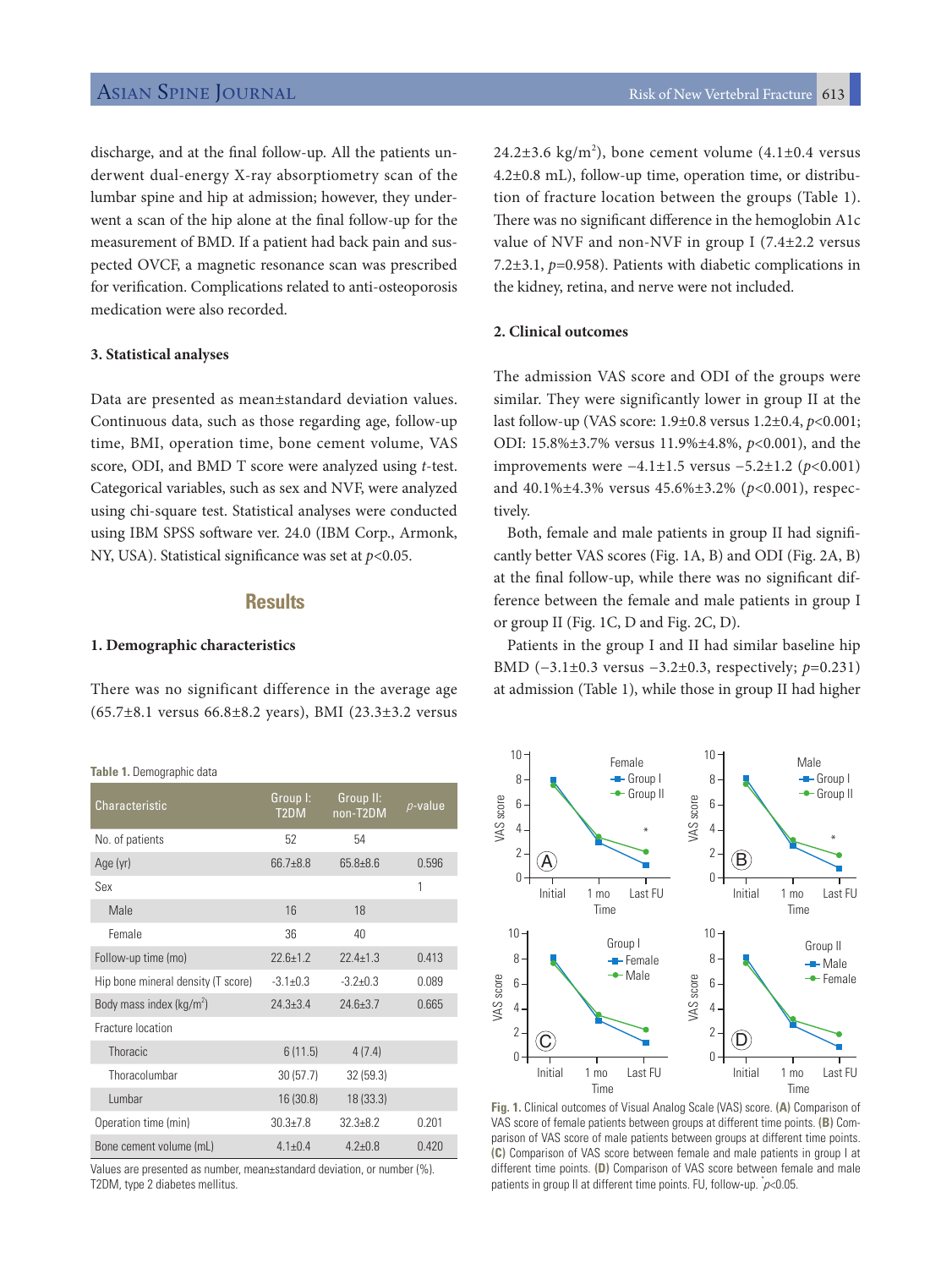discharge, and at the final follow-up. All the patients underwent dual-energy X-ray absorptiometry scan of the lumbar spine and hip at admission; however, they underwent a scan of the hip alone at the final follow-up for the measurement of BMD. If a patient had back pain and suspected OVCF, a magnetic resonance scan was prescribed for verification. Complications related to anti-osteoporosis medication were also recorded.

### 3. Statistical analyses

Data are presented as mean±standard deviation values. Continuous data, such as those regarding age, follow-up time, BMI, operation time, bone cement volume, VAS score, ODI, and BMD T score were analyzed using *t*-test. Categorical variables, such as sex and NVF, were analyzed using chi-square test. Statistical analyses were conducted using IBM SPSS software ver. 24.0 (IBM Corp., Armonk, NY, USA). Statistical significance was set at $p<0.05$.

## Results

### 1. Demographic characteristics

There was no significant difference in the average age (65.7±8.1 versus 66.8±8.2 years), BMI (23.3±3.2 versus 24.2±3.6 kg/m$^2$), bone cement volume (4.1±0.4 versus 4.2±0.8 mL), follow-up time, operation time, or distribution of fracture location between the groups (Table 1). There was no significant difference in the hemoglobin A1c value of NVF and non-NVF in group I (7.4±2.2 versus 7.2±3.1, $p=0.958$). Patients with diabetic complications in the kidney, retina, and nerve were not included.

**Table 1.** Demographic data

| Characteristic | Group I: T2DM | Group II: non-T2DM | *p*-value |
|---|---|---|---|
| No. of patients | 52 | 54 | |
| Age (yr) | 66.7±8.8 | 65.8±8.6 | 0.596 |
| Sex | | | 1 |
| Male | 16 | 18 | |
| Female | 36 | 40 | |
| Follow-up time (mo) | 22.6±1.2 | 22.4±1.3 | 0.413 |
| Hip bone mineral density (T score) | -3.1±0.3 | -3.2±0.3 | 0.089 |
| Body mass index (kg/m$^2$) | 24.3±3.4 | 24.6±3.7 | 0.665 |
| Fracture location | | | |
| Thoracic | 6 (11.5) | 4 (7.4) | |
| Thoracolumbar | 30 (57.7) | 32 (59.3) | |
| Lumbar | 16 (30.8) | 18 (33.3) | |
| Operation time (min) | 30.3±7.8 | 32.3±8.2 | 0.201 |
| Bone cement volume (mL) | 4.1±0.4 | 4.2±0.8 | 0.420 |

Values are presented as number, mean±standard deviation, or number (%).
T2DM, type 2 diabetes mellitus.

### 2. Clinical outcomes

The admission VAS score and ODI of the groups were similar. They were significantly lower in group II at the last follow-up (VAS score: 1.9±0.8 versus 1.2±0.4, $p<0.001$; ODI: 15.8%±3.7% versus 11.9%±4.8%, $p<0.001$), and the improvements were −4.1±1.5 versus −5.2±1.2 ($p<0.001$) and 40.1%±4.3% versus 45.6%±3.2% ($p<0.001$), respectively.

Both, female and male patients in group II had significantly better VAS scores (Fig. 1A, B) and ODI (Fig. 2A, B) at the final follow-up, while there was no significant difference between the female and male patients in group I or group II (Fig. 1C, D and Fig. 2C, D).

Patients in the group I and II had similar baseline hip BMD (−3.1±0.3 versus −3.2±0.3, respectively; $p=0.231$) at admission (Table 1), while those in group II had higher

**Fig. 1.** Clinical outcomes of Visual Analog Scale (VAS) score. **(A)** Comparison of VAS score of female patients between groups at different time points. **(B)** Comparison of VAS score of male patients between groups at different time points. **(C)** Comparison of VAS score between female and male patients in group I at different time points. **(D)** Comparison of VAS score between female and male patients in group II at different time points. FU, follow-up. *$p<0.05$.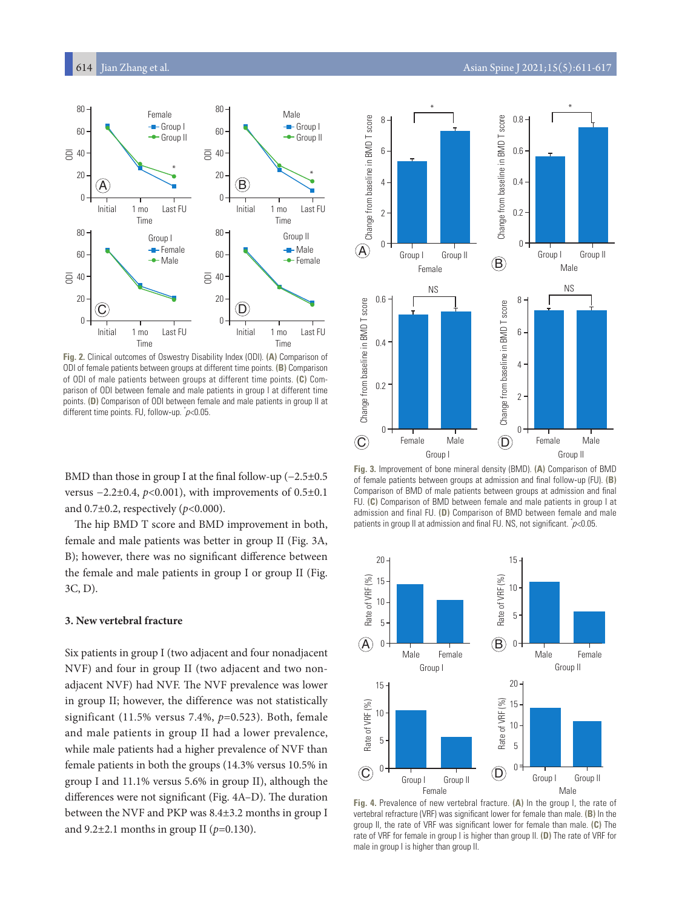Fig. 2. Clinical outcomes of Oswestry Disability Index (ODI). **(A)** Comparison of ODI of female patients between groups at different time points. **(B)** Comparison of ODI of male patients between groups at different time points. **(C)** Comparison of ODI between female and male patients in group I at different time points. **(D)** Comparison of ODI between female and male patients in group II at different time points. FU, follow-up. *$p<0.05$.

Fig. 3. Improvement of bone mineral density (BMD). **(A)** Comparison of BMD of female patients between groups at admission and final follow-up (FU). **(B)** Comparison of BMD of male patients between groups at admission and final FU. **(C)** Comparison of BMD between female and male patients in group I at admission and final FU. **(D)** Comparison of BMD between female and male patients in group II at admission and final FU. NS, not significant. *$p<0.05$.

BMD than those in group I at the final follow-up (−2.5±0.5 versus −2.2±0.4, $p<0.001$), with improvements of 0.5±0.1 and 0.7±0.2, respectively ($p<0.000$).

The hip BMD T score and BMD improvement in both, female and male patients was better in group II (Fig. 3A, B); however, there was no significant difference between the female and male patients in group I or group II (Fig. 3C, D).

### 3. New vertebral fracture

Six patients in group I (two adjacent and four nonadjacent NVF) and four in group II (two adjacent and two non-adjacent NVF) had NVF. The NVF prevalence was lower in group II; however, the difference was not statistically significant (11.5% versus 7.4%, $p=0.523$). Both, female and male patients in group II had a lower prevalence, while male patients had a higher prevalence of NVF than female patients in both the groups (14.3% versus 10.5% in group I and 11.1% versus 5.6% in group II), although the differences were not significant (Fig. 4A–D). The duration between the NVF and PKP was 8.4±3.2 months in group I and 9.2±2.1 months in group II ($p=0.130$).

Fig. 4. Prevalence of new vertebral fracture. **(A)** In the group I, the rate of vertebral refracture (VRF) was significant lower for female than male. **(B)** In the group II, the rate of VRF was significant lower for female than male. **(C)** The rate of VRF for female in group I is higher than group II. **(D)** The rate of VRF for male in group I is higher than group II.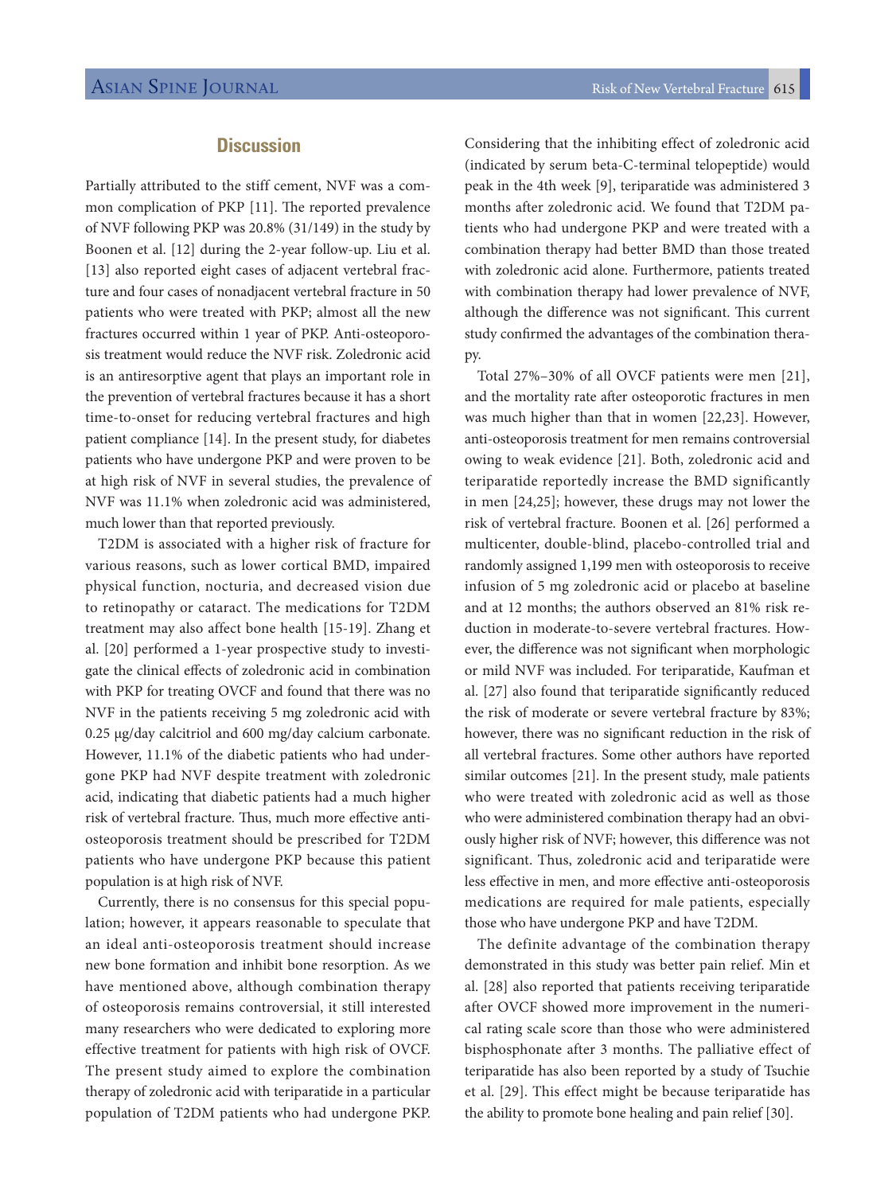## Discussion

Partially attributed to the stiff cement, NVF was a common complication of PKP [11]. The reported prevalence of NVF following PKP was 20.8% (31/149) in the study by Boonen et al. [12] during the 2-year follow-up. Liu et al. [13] also reported eight cases of adjacent vertebral fracture and four cases of nonadjacent vertebral fracture in 50 patients who were treated with PKP; almost all the new fractures occurred within 1 year of PKP. Anti-osteoporosis treatment would reduce the NVF risk. Zoledronic acid is an antiresorptive agent that plays an important role in the prevention of vertebral fractures because it has a short time-to-onset for reducing vertebral fractures and high patient compliance [14]. In the present study, for diabetes patients who have undergone PKP and were proven to be at high risk of NVF in several studies, the prevalence of NVF was 11.1% when zoledronic acid was administered, much lower than that reported previously.

T2DM is associated with a higher risk of fracture for various reasons, such as lower cortical BMD, impaired physical function, nocturia, and decreased vision due to retinopathy or cataract. The medications for T2DM treatment may also affect bone health [15-19]. Zhang et al. [20] performed a 1-year prospective study to investigate the clinical effects of zoledronic acid in combination with PKP for treating OVCF and found that there was no NVF in the patients receiving 5 mg zoledronic acid with 0.25 μg/day calcitriol and 600 mg/day calcium carbonate. However, 11.1% of the diabetic patients who had undergone PKP had NVF despite treatment with zoledronic acid, indicating that diabetic patients had a much higher risk of vertebral fracture. Thus, much more effective anti-osteoporosis treatment should be prescribed for T2DM patients who have undergone PKP because this patient population is at high risk of NVF.

Currently, there is no consensus for this special population; however, it appears reasonable to speculate that an ideal anti-osteoporosis treatment should increase new bone formation and inhibit bone resorption. As we have mentioned above, although combination therapy of osteoporosis remains controversial, it still interested many researchers who were dedicated to exploring more effective treatment for patients with high risk of OVCF. The present study aimed to explore the combination therapy of zoledronic acid with teriparatide in a particular population of T2DM patients who had undergone PKP. Considering that the inhibiting effect of zoledronic acid (indicated by serum beta-C-terminal telopeptide) would peak in the 4th week [9], teriparatide was administered 3 months after zoledronic acid. We found that T2DM patients who had undergone PKP and were treated with a combination therapy had better BMD than those treated with zoledronic acid alone. Furthermore, patients treated with combination therapy had lower prevalence of NVF, although the difference was not significant. This current study confirmed the advantages of the combination therapy.

Total 27%–30% of all OVCF patients were men [21], and the mortality rate after osteoporotic fractures in men was much higher than that in women [22,23]. However, anti-osteoporosis treatment for men remains controversial owing to weak evidence [21]. Both, zoledronic acid and teriparatide reportedly increase the BMD significantly in men [24,25]; however, these drugs may not lower the risk of vertebral fracture. Boonen et al. [26] performed a multicenter, double-blind, placebo-controlled trial and randomly assigned 1,199 men with osteoporosis to receive infusion of 5 mg zoledronic acid or placebo at baseline and at 12 months; the authors observed an 81% risk reduction in moderate-to-severe vertebral fractures. However, the difference was not significant when morphologic or mild NVF was included. For teriparatide, Kaufman et al. [27] also found that teriparatide significantly reduced the risk of moderate or severe vertebral fracture by 83%; however, there was no significant reduction in the risk of all vertebral fractures. Some other authors have reported similar outcomes [21]. In the present study, male patients who were treated with zoledronic acid as well as those who were administered combination therapy had an obviously higher risk of NVF; however, this difference was not significant. Thus, zoledronic acid and teriparatide were less effective in men, and more effective anti-osteoporosis medications are required for male patients, especially those who have undergone PKP and have T2DM.

The definite advantage of the combination therapy demonstrated in this study was better pain relief. Min et al. [28] also reported that patients receiving teriparatide after OVCF showed more improvement in the numerical rating scale score than those who were administered bisphosphonate after 3 months. The palliative effect of teriparatide has also been reported by a study of Tsuchie et al. [29]. This effect might be because teriparatide has the ability to promote bone healing and pain relief [30].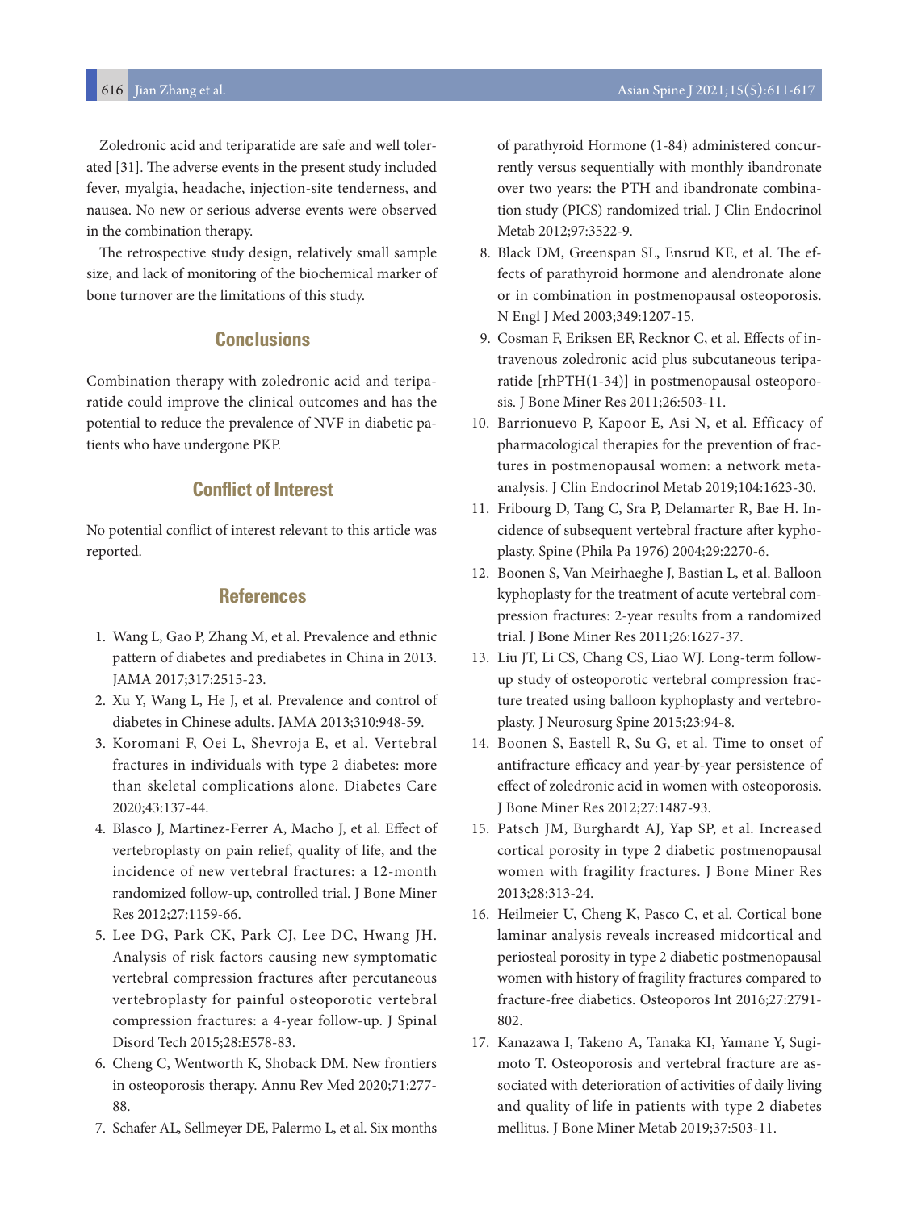Zoledronic acid and teriparatide are safe and well tolerated [31]. The adverse events in the present study included fever, myalgia, headache, injection-site tenderness, and nausea. No new or serious adverse events were observed in the combination therapy.

The retrospective study design, relatively small sample size, and lack of monitoring of the biochemical marker of bone turnover are the limitations of this study.

## Conclusions

Combination therapy with zoledronic acid and teriparatide could improve the clinical outcomes and has the potential to reduce the prevalence of NVF in diabetic patients who have undergone PKP.

## Conflict of Interest

No potential conflict of interest relevant to this article was reported.

## References

1. Wang L, Gao P, Zhang M, et al. Prevalence and ethnic pattern of diabetes and prediabetes in China in 2013. JAMA 2017;317:2515-23.
2. Xu Y, Wang L, He J, et al. Prevalence and control of diabetes in Chinese adults. JAMA 2013;310:948-59.
3. Koromani F, Oei L, Shevroja E, et al. Vertebral fractures in individuals with type 2 diabetes: more than skeletal complications alone. Diabetes Care 2020;43:137-44.
4. Blasco J, Martinez-Ferrer A, Macho J, et al. Effect of vertebroplasty on pain relief, quality of life, and the incidence of new vertebral fractures: a 12-month randomized follow-up, controlled trial. J Bone Miner Res 2012;27:1159-66.
5. Lee DG, Park CK, Park CJ, Lee DC, Hwang JH. Analysis of risk factors causing new symptomatic vertebral compression fractures after percutaneous vertebroplasty for painful osteoporotic vertebral compression fractures: a 4-year follow-up. J Spinal Disord Tech 2015;28:E578-83.
6. Cheng C, Wentworth K, Shoback DM. New frontiers in osteoporosis therapy. Annu Rev Med 2020;71:277-88.
7. Schafer AL, Sellmeyer DE, Palermo L, et al. Six months of parathyroid Hormone (1-84) administered concurrently versus sequentially with monthly ibandronate over two years: the PTH and ibandronate combination study (PICS) randomized trial. J Clin Endocrinol Metab 2012;97:3522-9.
8. Black DM, Greenspan SL, Ensrud KE, et al. The effects of parathyroid hormone and alendronate alone or in combination in postmenopausal osteoporosis. N Engl J Med 2003;349:1207-15.
9. Cosman F, Eriksen EF, Recknor C, et al. Effects of intravenous zoledronic acid plus subcutaneous teriparatide [rhPTH(1-34)] in postmenopausal osteoporosis. J Bone Miner Res 2011;26:503-11.
10. Barrionuevo P, Kapoor E, Asi N, et al. Efficacy of pharmacological therapies for the prevention of fractures in postmenopausal women: a network meta-analysis. J Clin Endocrinol Metab 2019;104:1623-30.
11. Fribourg D, Tang C, Sra P, Delamarter R, Bae H. Incidence of subsequent vertebral fracture after kyphoplasty. Spine (Phila Pa 1976) 2004;29:2270-6.
12. Boonen S, Van Meirhaeghe J, Bastian L, et al. Balloon kyphoplasty for the treatment of acute vertebral compression fractures: 2-year results from a randomized trial. J Bone Miner Res 2011;26:1627-37.
13. Liu JT, Li CS, Chang CS, Liao WJ. Long-term follow-up study of osteoporotic vertebral compression fracture treated using balloon kyphoplasty and vertebroplasty. J Neurosurg Spine 2015;23:94-8.
14. Boonen S, Eastell R, Su G, et al. Time to onset of antifracture efficacy and year-by-year persistence of effect of zoledronic acid in women with osteoporosis. J Bone Miner Res 2012;27:1487-93.
15. Patsch JM, Burghardt AJ, Yap SP, et al. Increased cortical porosity in type 2 diabetic postmenopausal women with fragility fractures. J Bone Miner Res 2013;28:313-24.
16. Heilmeier U, Cheng K, Pasco C, et al. Cortical bone laminar analysis reveals increased midcortical and periosteal porosity in type 2 diabetic postmenopausal women with history of fragility fractures compared to fracture-free diabetics. Osteoporos Int 2016;27:2791-802.
17. Kanazawa I, Takeno A, Tanaka KI, Yamane Y, Sugimoto T. Osteoporosis and vertebral fracture are associated with deterioration of activities of daily living and quality of life in patients with type 2 diabetes mellitus. J Bone Miner Metab 2019;37:503-11.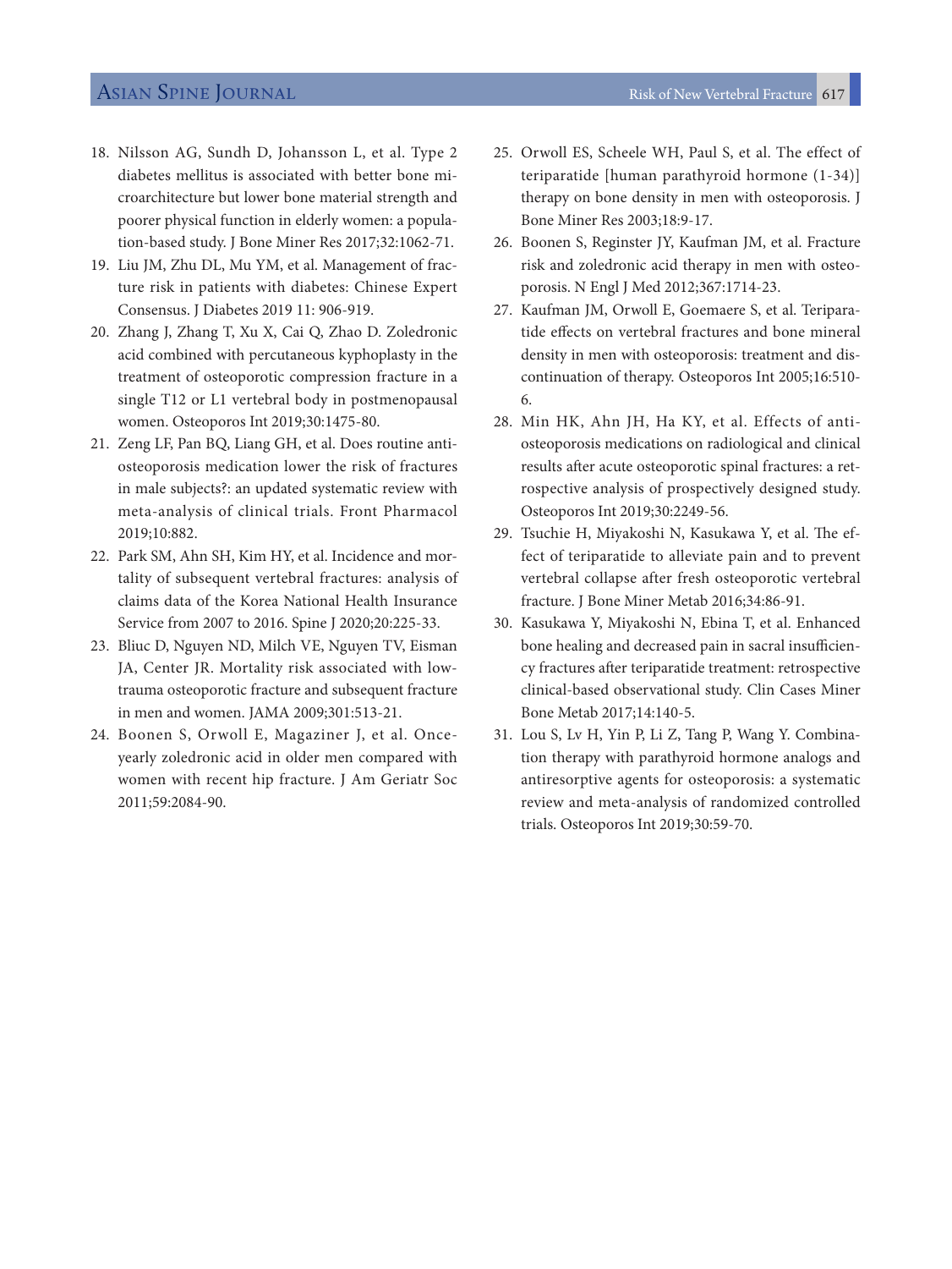18. Nilsson AG, Sundh D, Johansson L, et al. Type 2 diabetes mellitus is associated with better bone microarchitecture but lower bone material strength and poorer physical function in elderly women: a population-based study. J Bone Miner Res 2017;32:1062-71.
19. Liu JM, Zhu DL, Mu YM, et al. Management of fracture risk in patients with diabetes: Chinese Expert Consensus. J Diabetes 2019 11: 906-919.
20. Zhang J, Zhang T, Xu X, Cai Q, Zhao D. Zoledronic acid combined with percutaneous kyphoplasty in the treatment of osteoporotic compression fracture in a single T12 or L1 vertebral body in postmenopausal women. Osteoporos Int 2019;30:1475-80.
21. Zeng LF, Pan BQ, Liang GH, et al. Does routine anti-osteoporosis medication lower the risk of fractures in male subjects?: an updated systematic review with meta-analysis of clinical trials. Front Pharmacol 2019;10:882.
22. Park SM, Ahn SH, Kim HY, et al. Incidence and mortality of subsequent vertebral fractures: analysis of claims data of the Korea National Health Insurance Service from 2007 to 2016. Spine J 2020;20:225-33.
23. Bliuc D, Nguyen ND, Milch VE, Nguyen TV, Eisman JA, Center JR. Mortality risk associated with low-trauma osteoporotic fracture and subsequent fracture in men and women. JAMA 2009;301:513-21.
24. Boonen S, Orwoll E, Magaziner J, et al. Once-yearly zoledronic acid in older men compared with women with recent hip fracture. J Am Geriatr Soc 2011;59:2084-90.
25. Orwoll ES, Scheele WH, Paul S, et al. The effect of teriparatide [human parathyroid hormone (1-34)] therapy on bone density in men with osteoporosis. J Bone Miner Res 2003;18:9-17.
26. Boonen S, Reginster JY, Kaufman JM, et al. Fracture risk and zoledronic acid therapy in men with osteoporosis. N Engl J Med 2012;367:1714-23.
27. Kaufman JM, Orwoll E, Goemaere S, et al. Teriparatide effects on vertebral fractures and bone mineral density in men with osteoporosis: treatment and discontinuation of therapy. Osteoporos Int 2005;16:510-6.
28. Min HK, Ahn JH, Ha KY, et al. Effects of anti-osteoporosis medications on radiological and clinical results after acute osteoporotic spinal fractures: a retrospective analysis of prospectively designed study. Osteoporos Int 2019;30:2249-56.
29. Tsuchie H, Miyakoshi N, Kasukawa Y, et al. The effect of teriparatide to alleviate pain and to prevent vertebral collapse after fresh osteoporotic vertebral fracture. J Bone Miner Metab 2016;34:86-91.
30. Kasukawa Y, Miyakoshi N, Ebina T, et al. Enhanced bone healing and decreased pain in sacral insufficiency fractures after teriparatide treatment: retrospective clinical-based observational study. Clin Cases Miner Bone Metab 2017;14:140-5.
31. Lou S, Lv H, Yin P, Li Z, Tang P, Wang Y. Combination therapy with parathyroid hormone analogs and antiresorptive agents for osteoporosis: a systematic review and meta-analysis of randomized controlled trials. Osteoporos Int 2019;30:59-70.